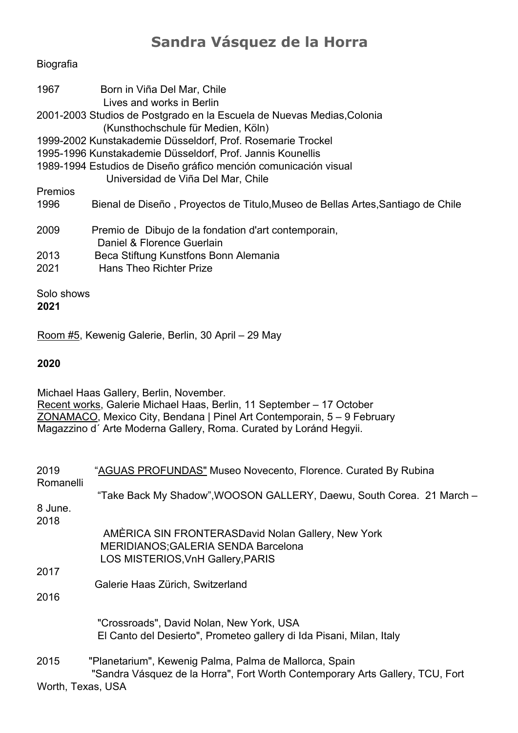# Sandra Vásquez de la Horra

Biografia

1967 Born in Viña Del Mar, Chile
Lives and works in Berlin

2001-2003 Studios de Postgrado en la Escuela de Nuevas Medias,Colonia
(Kunsthochschule für Medien, Köln)

1999-2002 Kunstakademie Düsseldorf, Prof. Rosemarie Trockel

1995-1996 Kunstakademie Düsseldorf, Prof. Jannis Kounellis

1989-1994 Estudios de Diseño gráfico mención comunicación visual
Universidad de Viña Del Mar, Chile

Premios

1996 Bienal de Diseño , Proyectos de Titulo,Museo de Bellas Artes,Santiago de Chile

2009 Premio de Dibujo de la fondation d'art contemporain,
Daniel & Florence Guerlain

2013 Beca Stiftung Kunstfons Bonn Alemania

2021 Hans Theo Richter Prize

Solo shows

**2021**

Room #5, Kewenig Galerie, Berlin, 30 April – 29 May

**2020**

Michael Haas Gallery, Berlin, November.
Recent works, Galerie Michael Haas, Berlin, 11 September – 17 October
ZONAMACO, Mexico City, Bendana | Pinel Art Contemporain, 5 – 9 February
Magazzino d´ Arte Moderna Gallery, Roma. Curated by Loránd Hegyii.

2019 “AGUAS PROFUNDAS" Museo Novecento, Florence. Curated By Rubina Romanelli
“Take Back My Shadow”,WOOSON GALLERY, Daewu, South Corea. 21 March – 8 June.

2018
AMÈRICA SIN FRONTERASDavid Nolan Gallery, New York
MERIDIANOS;GALERIA SENDA Barcelona
LOS MISTERIOS,VnH Gallery,PARIS

2017
Galerie Haas Zürich, Switzerland

2016
"Crossroads", David Nolan, New York, USA
El Canto del Desierto", Prometeo gallery di Ida Pisani, Milan, Italy

2015 "Planetarium", Kewenig Palma, Palma de Mallorca, Spain
"Sandra Vásquez de la Horra", Fort Worth Contemporary Arts Gallery, TCU, Fort Worth, Texas, USA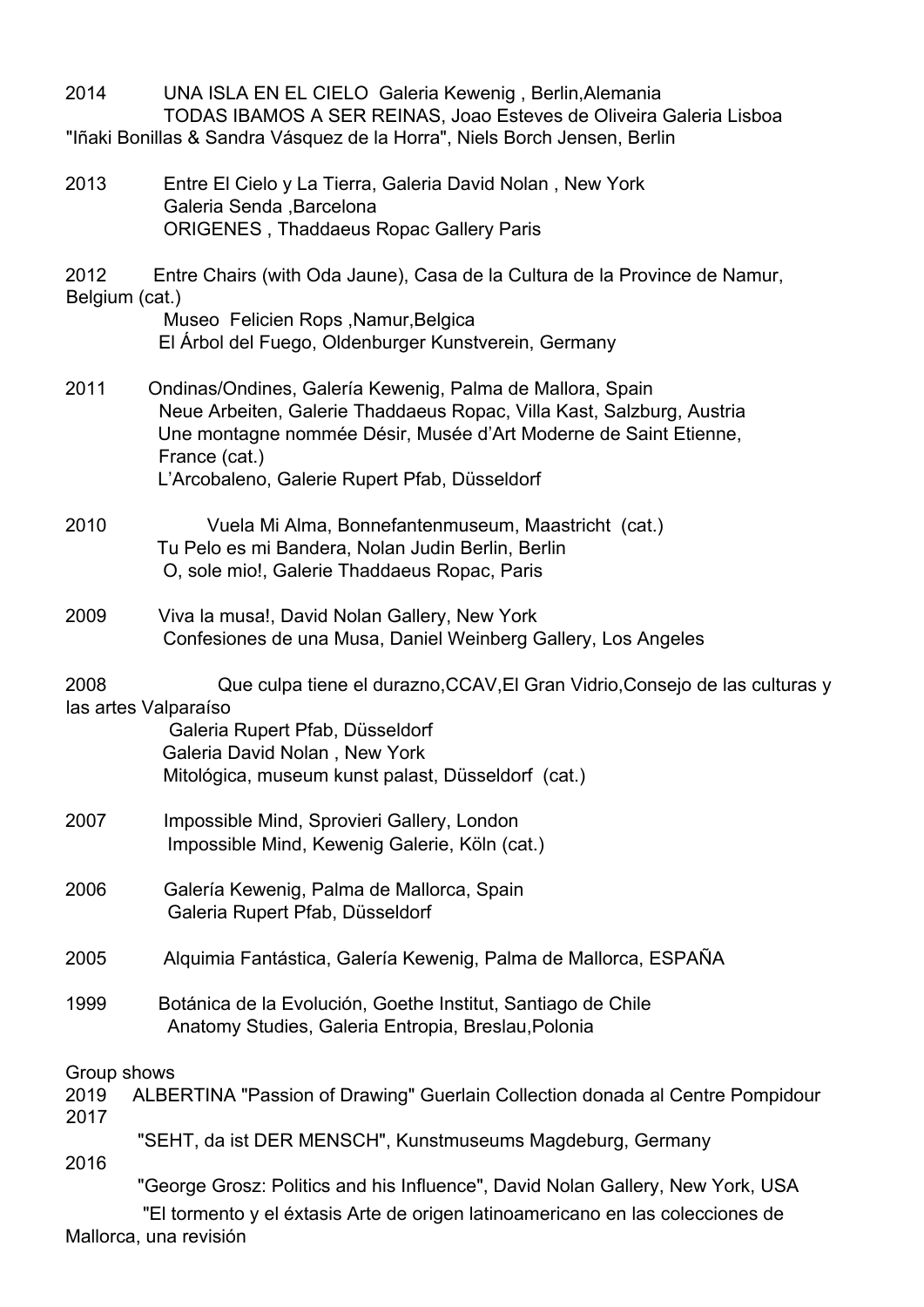2014 UNA ISLA EN EL CIELO Galeria Kewenig , Berlin,Alemania
TODAS IBAMOS A SER REINAS, Joao Esteves de Oliveira Galeria Lisboa
"Iñaki Bonillas & Sandra Vásquez de la Horra", Niels Borch Jensen, Berlin

2013 Entre El Cielo y La Tierra, Galeria David Nolan , New York
Galeria Senda ,Barcelona
ORIGENES , Thaddaeus Ropac Gallery Paris

2012 Entre Chairs (with Oda Jaune), Casa de la Cultura de la Province de Namur, Belgium (cat.)
Museo Felicien Rops ,Namur,Belgica
El Árbol del Fuego, Oldenburger Kunstverein, Germany

2011 Ondinas/Ondines, Galería Kewenig, Palma de Mallora, Spain
Neue Arbeiten, Galerie Thaddaeus Ropac, Villa Kast, Salzburg, Austria
Une montagne nommée Désir, Musée d'Art Moderne de Saint Etienne, France (cat.)
L'Arcobaleno, Galerie Rupert Pfab, Düsseldorf

2010 Vuela Mi Alma, Bonnefantenmuseum, Maastricht (cat.)
Tu Pelo es mi Bandera, Nolan Judin Berlin, Berlin
O, sole mio!, Galerie Thaddaeus Ropac, Paris

2009 Viva la musa!, David Nolan Gallery, New York
Confesiones de una Musa, Daniel Weinberg Gallery, Los Angeles

2008 Que culpa tiene el durazno,CCAV,El Gran Vidrio,Consejo de las culturas y las artes Valparaíso
Galeria Rupert Pfab, Düsseldorf
Galeria David Nolan , New York
Mitológica, museum kunst palast, Düsseldorf (cat.)

2007 Impossible Mind, Sprovieri Gallery, London
Impossible Mind, Kewenig Galerie, Köln (cat.)

2006 Galería Kewenig, Palma de Mallorca, Spain
Galeria Rupert Pfab, Düsseldorf

2005 Alquimia Fantástica, Galería Kewenig, Palma de Mallorca, ESPAÑA

1999 Botánica de la Evolución, Goethe Institut, Santiago de Chile
Anatomy Studies, Galeria Entropia, Breslau,Polonia

Group shows

2019 ALBERTINA "Passion of Drawing" Guerlain Collection donada al Centre Pompidour

2017
"SEHT, da ist DER MENSCH", Kunstmuseums Magdeburg, Germany

2016
"George Grosz: Politics and his Influence", David Nolan Gallery, New York, USA
"El tormento y el éxtasis Arte de origen latinoamericano en las colecciones de Mallorca, una revisión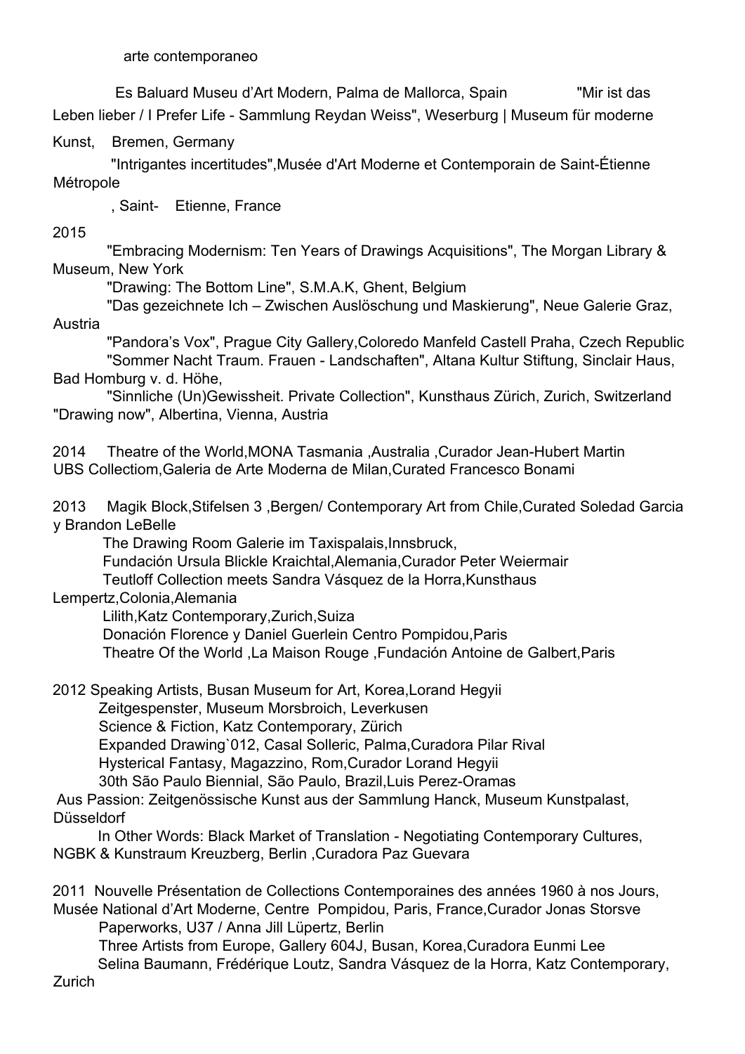arte contemporaneo

Es Baluard Museu d'Art Modern, Palma de Mallorca, Spain "Mir ist das Leben lieber / I Prefer Life - Sammlung Reydan Weiss", Weserburg | Museum für moderne Kunst, Bremen, Germany

"Intrigantes incertitudes",Musée d'Art Moderne et Contemporain de Saint-Étienne Métropole

, Saint- Etienne, France

2015

"Embracing Modernism: Ten Years of Drawings Acquisitions", The Morgan Library & Museum, New York

"Drawing: The Bottom Line", S.M.A.K, Ghent, Belgium

"Das gezeichnete Ich – Zwischen Auslöschung und Maskierung", Neue Galerie Graz, Austria

"Pandora's Vox", Prague City Gallery,Coloredo Manfeld Castell Praha, Czech Republic

"Sommer Nacht Traum. Frauen - Landschaften", Altana Kultur Stiftung, Sinclair Haus, Bad Homburg v. d. Höhe,

"Sinnliche (Un)Gewissheit. Private Collection", Kunsthaus Zürich, Zurich, Switzerland

"Drawing now", Albertina, Vienna, Austria

2014 Theatre of the World,MONA Tasmania ,Australia ,Curador Jean-Hubert Martin
UBS Collectiom,Galeria de Arte Moderna de Milan,Curated Francesco Bonami

2013 Magik Block,Stifelsen 3 ,Bergen/ Contemporary Art from Chile,Curated Soledad Garcia y Brandon LeBelle

The Drawing Room Galerie im Taxispalais,Innsbruck,

Fundación Ursula Blickle Kraichtal,Alemania,Curador Peter Weiermair

Teutloff Collection meets Sandra Vásquez de la Horra,Kunsthaus Lempertz,Colonia,Alemania

Lilith,Katz Contemporary,Zurich,Suiza

Donación Florence y Daniel Guerlein Centro Pompidou,Paris

Theatre Of the World ,La Maison Rouge ,Fundación Antoine de Galbert,Paris

2012 Speaking Artists, Busan Museum for Art, Korea,Lorand Hegyii

Zeitgespenster, Museum Morsbroich, Leverkusen

Science & Fiction, Katz Contemporary, Zürich

Expanded Drawing`012, Casal Solleric, Palma,Curadora Pilar Rival

Hysterical Fantasy, Magazzino, Rom,Curador Lorand Hegyii

30th São Paulo Biennial, São Paulo, Brazil,Luis Perez-Oramas

Aus Passion: Zeitgenössische Kunst aus der Sammlung Hanck, Museum Kunstpalast, Düsseldorf

In Other Words: Black Market of Translation - Negotiating Contemporary Cultures, NGBK & Kunstraum Kreuzberg, Berlin ,Curadora Paz Guevara

2011 Nouvelle Présentation de Collections Contemporaines des années 1960 à nos Jours, Musée National d'Art Moderne, Centre Pompidou, Paris, France,Curador Jonas Storsve

Paperworks, U37 / Anna Jill Lüpertz, Berlin

Three Artists from Europe, Gallery 604J, Busan, Korea,Curadora Eunmi Lee

Selina Baumann, Frédérique Loutz, Sandra Vásquez de la Horra, Katz Contemporary, Zurich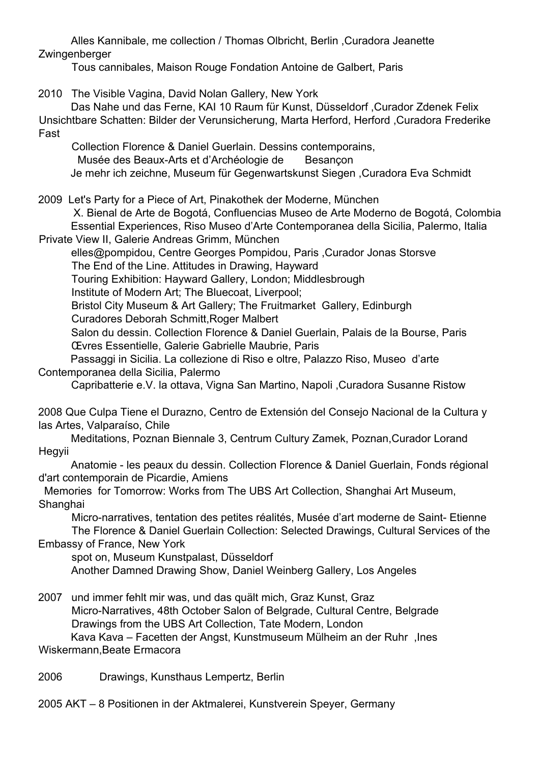Alles Kannibale, me collection / Thomas Olbricht, Berlin ,Curadora Jeanette Zwingenberger

Tous cannibales, Maison Rouge Fondation Antoine de Galbert, Paris

2010 The Visible Vagina, David Nolan Gallery, New York

Das Nahe und das Ferne, KAI 10 Raum für Kunst, Düsseldorf ,Curador Zdenek Felix

Unsichtbare Schatten: Bilder der Verunsicherung, Marta Herford, Herford ,Curadora Frederike Fast

Collection Florence & Daniel Guerlain. Dessins contemporains, Musée des Beaux-Arts et d'Archéologie de Besançon

Je mehr ich zeichne, Museum für Gegenwartskunst Siegen ,Curadora Eva Schmidt

2009 Let's Party for a Piece of Art, Pinakothek der Moderne, München

X. Bienal de Arte de Bogotá, Confluencias Museo de Arte Moderno de Bogotá, Colombia

Essential Experiences, Riso Museo d'Arte Contemporanea della Sicilia, Palermo, Italia

Private View II, Galerie Andreas Grimm, München

elles@pompidou, Centre Georges Pompidou, Paris ,Curador Jonas Storsve

The End of the Line. Attitudes in Drawing, Hayward

Touring Exhibition: Hayward Gallery, London; Middlesbrough

Institute of Modern Art; The Bluecoat, Liverpool;

Bristol City Museum & Art Gallery; The Fruitmarket Gallery, Edinburgh

Curadores Deborah Schmitt,Roger Malbert

Salon du dessin. Collection Florence & Daniel Guerlain, Palais de la Bourse, Paris

Œvres Essentielle, Galerie Gabrielle Maubrie, Paris

Passaggi in Sicilia. La collezione di Riso e oltre, Palazzo Riso, Museo d'arte Contemporanea della Sicilia, Palermo

Capribatterie e.V. la ottava, Vigna San Martino, Napoli ,Curadora Susanne Ristow

2008 Que Culpa Tiene el Durazno, Centro de Extensión del Consejo Nacional de la Cultura y las Artes, Valparaíso, Chile

Meditations, Poznan Biennale 3, Centrum Cultury Zamek, Poznan,Curador Lorand Hegyii

Anatomie - les peaux du dessin. Collection Florence & Daniel Guerlain, Fonds régional d'art contemporain de Picardie, Amiens

Memories for Tomorrow: Works from The UBS Art Collection, Shanghai Art Museum, Shanghai

Micro-narratives, tentation des petites réalités, Musée d'art moderne de Saint- Etienne

The Florence & Daniel Guerlain Collection: Selected Drawings, Cultural Services of the Embassy of France, New York

spot on, Museum Kunstpalast, Düsseldorf

Another Damned Drawing Show, Daniel Weinberg Gallery, Los Angeles

2007 und immer fehlt mir was, und das quält mich, Graz Kunst, Graz

Micro-Narratives, 48th October Salon of Belgrade, Cultural Centre, Belgrade

Drawings from the UBS Art Collection, Tate Modern, London

Kava Kava – Facetten der Angst, Kunstmuseum Mülheim an der Ruhr ,Ines Wiskermann,Beate Ermacora

2006 Drawings, Kunsthaus Lempertz, Berlin

2005 AKT – 8 Positionen in der Aktmalerei, Kunstverein Speyer, Germany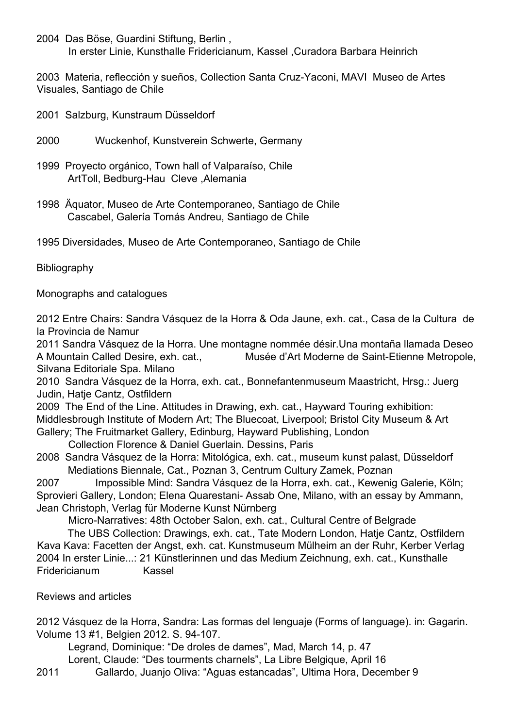2004 Das Böse, Guardini Stiftung, Berlin ,
In erster Linie, Kunsthalle Fridericianum, Kassel ,Curadora Barbara Heinrich

2003 Materia, reflección y sueños, Collection Santa Cruz-Yaconi, MAVI Museo de Artes Visuales, Santiago de Chile

2001 Salzburg, Kunstraum Düsseldorf

2000 Wuckenhof, Kunstverein Schwerte, Germany

1999 Proyecto orgánico, Town hall of Valparaíso, Chile
ArtToll, Bedburg-Hau Cleve ,Alemania

1998 Äquator, Museo de Arte Contemporaneo, Santiago de Chile
Cascabel, Galería Tomás Andreu, Santiago de Chile

1995 Diversidades, Museo de Arte Contemporaneo, Santiago de Chile

Bibliography

Monographs and catalogues

2012 Entre Chairs: Sandra Vásquez de la Horra & Oda Jaune, exh. cat., Casa de la Cultura de la Provincia de Namur
2011 Sandra Vásquez de la Horra. Une montagne nommée désir.Una montaña llamada Deseo A Mountain Called Desire, exh. cat., Musée d'Art Moderne de Saint-Etienne Metropole, Silvana Editoriale Spa. Milano
2010 Sandra Vásquez de la Horra, exh. cat., Bonnefantenmuseum Maastricht, Hrsg.: Juerg Judin, Hatje Cantz, Ostfildern
2009 The End of the Line. Attitudes in Drawing, exh. cat., Hayward Touring exhibition: Middlesbrough Institute of Modern Art; The Bluecoat, Liverpool; Bristol City Museum & Art Gallery; The Fruitmarket Gallery, Edinburg, Hayward Publishing, London
Collection Florence & Daniel Guerlain. Dessins, Paris
2008 Sandra Vásquez de la Horra: Mitológica, exh. cat., museum kunst palast, Düsseldorf
Mediations Biennale, Cat., Poznan 3, Centrum Cultury Zamek, Poznan
2007 Impossible Mind: Sandra Vásquez de la Horra, exh. cat., Kewenig Galerie, Köln; Sprovieri Gallery, London; Elena Quarestani- Assab One, Milano, with an essay by Ammann, Jean Christoph, Verlag für Moderne Kunst Nürnberg
Micro-Narratives: 48th October Salon, exh. cat., Cultural Centre of Belgrade
The UBS Collection: Drawings, exh. cat., Tate Modern London, Hatje Cantz, Ostfildern
Kava Kava: Facetten der Angst, exh. cat. Kunstmuseum Mülheim an der Ruhr, Kerber Verlag
2004 In erster Linie...: 21 Künstlerinnen und das Medium Zeichnung, exh. cat., Kunsthalle Fridericianum Kassel

Reviews and articles

2012 Vásquez de la Horra, Sandra: Las formas del lenguaje (Forms of language). in: Gagarin. Volume 13 #1, Belgien 2012. S. 94-107.
Legrand, Dominique: "De droles de dames", Mad, March 14, p. 47
Lorent, Claude: "Des tourments charnels", La Libre Belgique, April 16
2011 Gallardo, Juanjo Oliva: "Aguas estancadas", Ultima Hora, December 9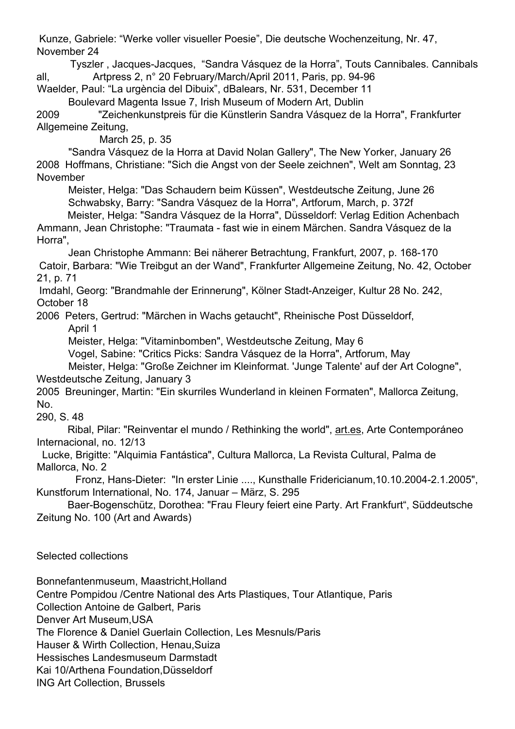Kunze, Gabriele: “Werke voller visueller Poesie”, Die deutsche Wochenzeitung, Nr. 47, November 24

Tyszler , Jacques-Jacques, “Sandra Vásquez de la Horra”, Touts Cannibales. Cannibals all, Artpress 2, n° 20 February/March/April 2011, Paris, pp. 94-96

Waelder, Paul: “La urgència del Dibuix”, dBalears, Nr. 531, December 11

Boulevard Magenta Issue 7, Irish Museum of Modern Art, Dublin

2009 "Zeichenkunstpreis für die Künstlerin Sandra Vásquez de la Horra", Frankfurter Allgemeine Zeitung, March 25, p. 35

"Sandra Vásquez de la Horra at David Nolan Gallery", The New Yorker, January 26

2008 Hoffmans, Christiane: "Sich die Angst von der Seele zeichnen", Welt am Sonntag, 23 November

Meister, Helga: "Das Schaudern beim Küssen", Westdeutsche Zeitung, June 26

Schwabsky, Barry: "Sandra Vásquez de la Horra", Artforum, March, p. 372f

Meister, Helga: "Sandra Vásquez de la Horra", Düsseldorf: Verlag Edition Achenbach

Ammann, Jean Christophe: "Traumata - fast wie in einem Märchen. Sandra Vásquez de la Horra", Jean Christophe Ammann: Bei näherer Betrachtung, Frankfurt, 2007, p. 168-170

Catoir, Barbara: "Wie Treibgut an der Wand", Frankfurter Allgemeine Zeitung, No. 42, October 21, p. 71

Imdahl, Georg: "Brandmahle der Erinnerung", Kölner Stadt-Anzeiger, Kultur 28 No. 242, October 18

2006 Peters, Gertrud: "Märchen in Wachs getaucht", Rheinische Post Düsseldorf, April 1

Meister, Helga: "Vitaminbomben", Westdeutsche Zeitung, May 6

Vogel, Sabine: "Critics Picks: Sandra Vásquez de la Horra", Artforum, May

Meister, Helga: "Große Zeichner im Kleinformat. 'Junge Talente' auf der Art Cologne", Westdeutsche Zeitung, January 3

2005 Breuninger, Martin: "Ein skurriles Wunderland in kleinen Formaten", Mallorca Zeitung, No. 290, S. 48

Ribal, Pilar: "Reinventar el mundo / Rethinking the world", art.es, Arte Contemporáneo Internacional, no. 12/13

Lucke, Brigitte: "Alquimia Fantástica", Cultura Mallorca, La Revista Cultural, Palma de Mallorca, No. 2

Fronz, Hans-Dieter: "In erster Linie ...., Kunsthalle Fridericianum,10.10.2004-2.1.2005", Kunstforum International, No. 174, Januar – März, S. 295

Baer-Bogenschütz, Dorothea: "Frau Fleury feiert eine Party. Art Frankfurt“, Süddeutsche Zeitung No. 100 (Art and Awards)

Selected collections

Bonnefantenmuseum, Maastricht,Holland
Centre Pompidou /Centre National des Arts Plastiques, Tour Atlantique, Paris
Collection Antoine de Galbert, Paris
Denver Art Museum,USA
The Florence & Daniel Guerlain Collection, Les Mesnuls/Paris
Hauser & Wirth Collection, Henau,Suiza
Hessisches Landesmuseum Darmstadt
Kai 10/Arthena Foundation,Düsseldorf
ING Art Collection, Brussels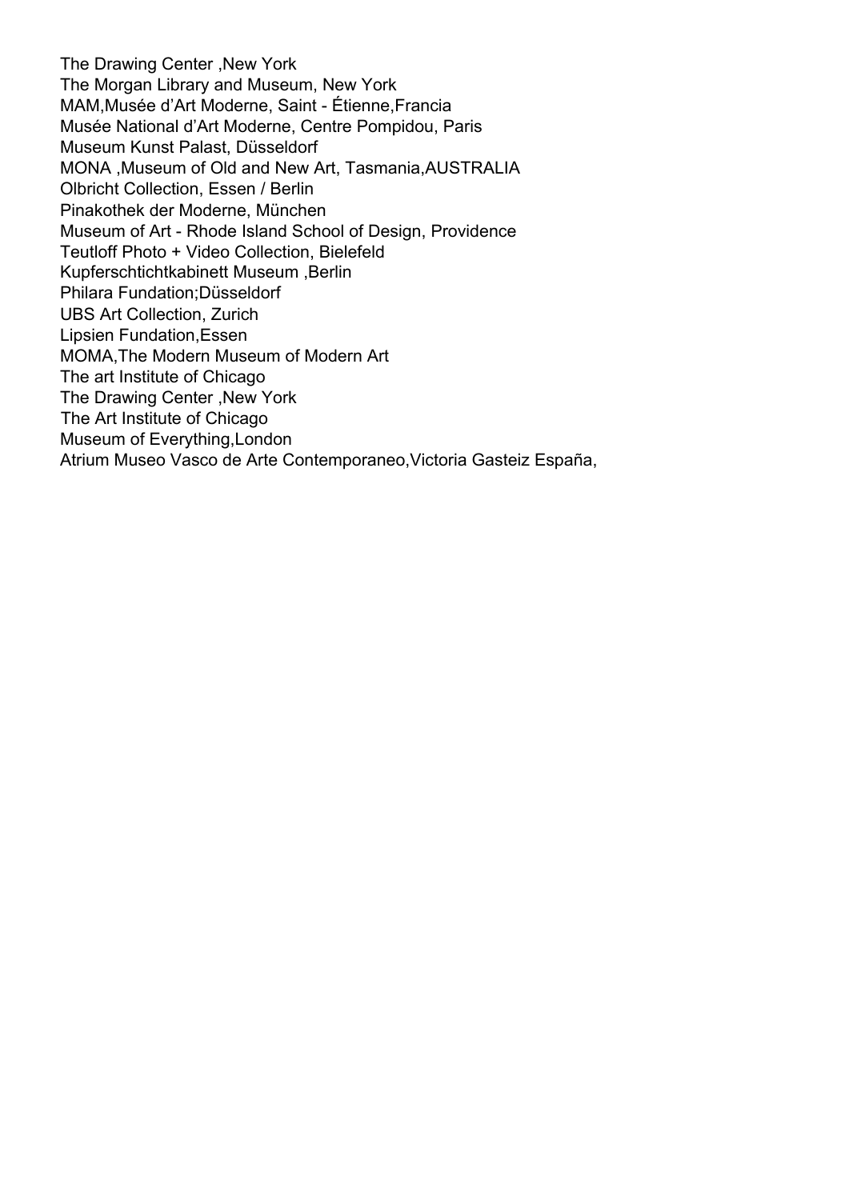The Drawing Center ,New York
The Morgan Library and Museum, New York
MAM,Musée d'Art Moderne, Saint - Étienne,Francia
Musée National d'Art Moderne, Centre Pompidou, Paris
Museum Kunst Palast, Düsseldorf
MONA ,Museum of Old and New Art, Tasmania,AUSTRALIA
Olbricht Collection, Essen / Berlin
Pinakothek der Moderne, München
Museum of Art - Rhode Island School of Design, Providence
Teutloff Photo + Video Collection, Bielefeld
Kupferschtichtkabinett Museum ,Berlin
Philara Fundation;Düsseldorf
UBS Art Collection, Zurich
Lipsien Fundation,Essen
MOMA,The Modern Museum of Modern Art
The art Institute of Chicago
The Drawing Center ,New York
The Art Institute of Chicago
Museum of Everything,London
Atrium Museo Vasco de Arte Contemporaneo,Victoria Gasteiz España,